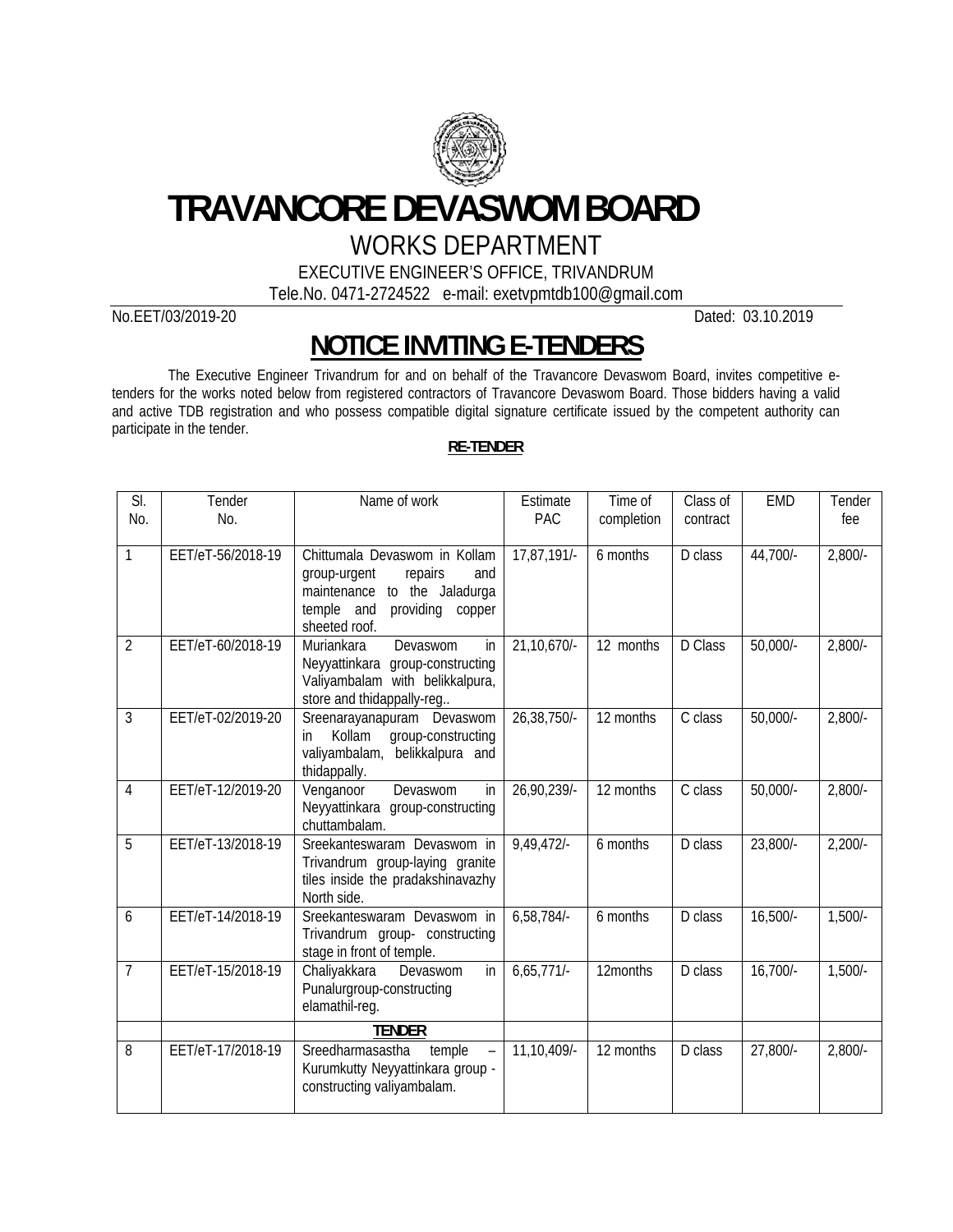# TRAVANCORE DEVASWOM BOARD

## WORKS DEPARTMENT

EXECUTIVE ENGINEER'S OFFICE, TRIVANDRUM

Tele.No. 0471-2724522 e-mail: exetvpmtdb100@gmail.com

No.EET/03/2019-20 Dated: 03.10.2019

## NOTICE INVITING E-TENDERS

The Executive Engineer Trivandrum for and on behalf of the Travancore Devaswom Board, invites competitive e-tenders for the works noted below from registered contractors of Travancore Devaswom Board. Those bidders having a valid and active TDB registration and who possess compatible digital signature certificate issued by the competent authority can participate in the tender.

**RE-TENDER**

| Sl. No. | Tender No. | Name of work | Estimate PAC | Time of completion | Class of contract | EMD | Tender fee |
|---|---|---|---|---|---|---|---|
| 1 | EET/eT-56/2018-19 | Chittumala Devaswom in Kollam group-urgent repairs and maintenance to the Jaladurga temple and providing copper sheeted roof. | 17,87,191/- | 6 months | D class | 44,700/- | 2,800/- |
| 2 | EET/eT-60/2018-19 | Muriankara Devaswom in Neyyattinkara group-constructing Valiyambalam with belikkalpura, store and thidappally-reg.. | 21,10,670/- | 12 months | D Class | 50,000/- | 2,800/- |
| 3 | EET/eT-02/2019-20 | Sreenarayanapuram Devaswom in Kollam group-constructing valiyambalam, belikkalpura and thidappally. | 26,38,750/- | 12 months | C class | 50,000/- | 2,800/- |
| 4 | EET/eT-12/2019-20 | Venganoor Devaswom in Neyyattinkara group-constructing chuttambalam. | 26,90,239/- | 12 months | C class | 50,000/- | 2,800/- |
| 5 | EET/eT-13/2018-19 | Sreekanteswaram Devaswom in Trivandrum group-laying granite tiles inside the pradakshinavazhy North side. | 9,49,472/- | 6 months | D class | 23,800/- | 2,200/- |
| 6 | EET/eT-14/2018-19 | Sreekanteswaram Devaswom in Trivandrum group- constructing stage in front of temple. | 6,58,784/- | 6 months | D class | 16,500/- | 1,500/- |
| 7 | EET/eT-15/2018-19 | Chaliyakkara Devaswom in Punalurgroup-constructing elamathil-reg. | 6,65,771/- | 12months | D class | 16,700/- | 1,500/- |
| | | **TENDER** | | | | | |
| 8 | EET/eT-17/2018-19 | Sreedharmasastha temple – Kurumkutty Neyyattinkara group - constructing valiyambalam. | 11,10,409/- | 12 months | D class | 27,800/- | 2,800/- |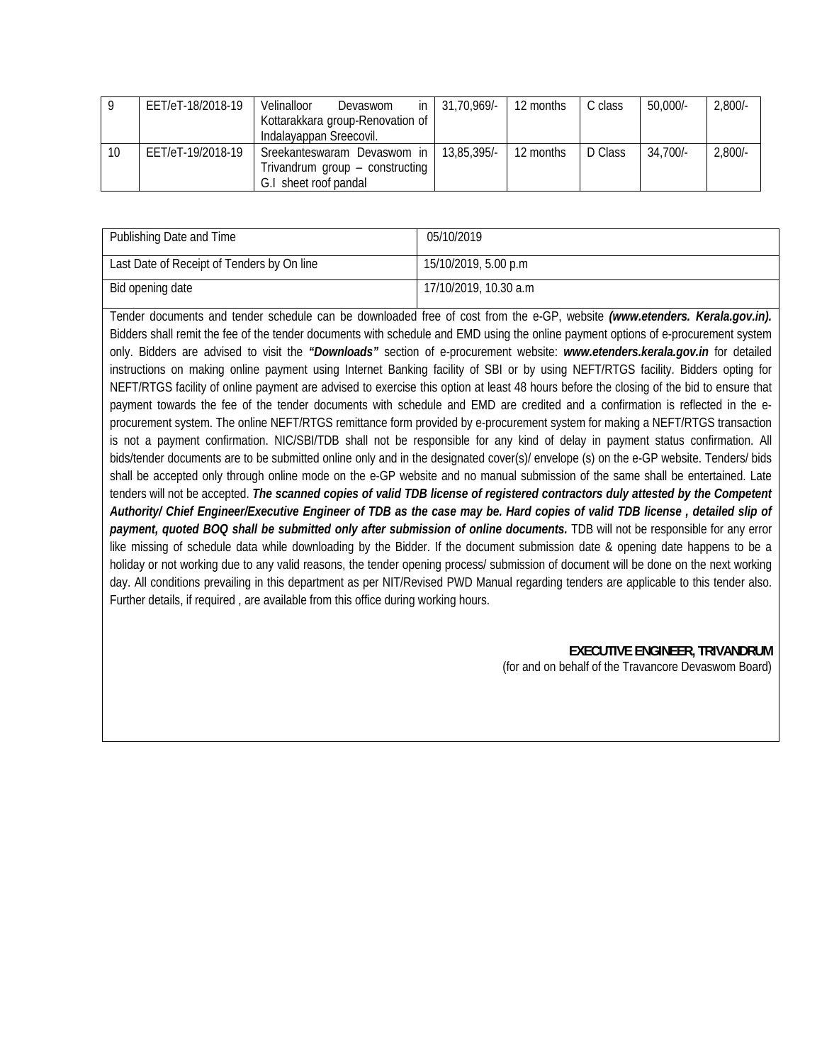| | | | | | | | |
|---|---|---|---|---|---|---|---|
| 9 | EET/eT-18/2018-19 | Velinalloor Devaswom in Kottarakkara group-Renovation of Indalayappan Sreecovil. | 31,70,969/- | 12 months | C class | 50,000/- | 2,800/- |
| 10 | EET/eT-19/2018-19 | Sreekanteswaram Devaswom in Trivandrum group – constructing G.I sheet roof pandal | 13,85,395/- | 12 months | D Class | 34,700/- | 2,800/- |

| | |
|---|---|
| Publishing Date and Time | 05/10/2019 |
| Last Date of Receipt of Tenders by On line | 15/10/2019, 5.00 p.m |
| Bid opening date | 17/10/2019, 10.30 a.m |

Tender documents and tender schedule can be downloaded free of cost from the e-GP, website ***(www.etenders. Kerala.gov.in).*** Bidders shall remit the fee of the tender documents with schedule and EMD using the online payment options of e-procurement system only. Bidders are advised to visit the ***"Downloads"*** section of e-procurement website: ***www.etenders.kerala.gov.in*** for detailed instructions on making online payment using Internet Banking facility of SBI or by using NEFT/RTGS facility. Bidders opting for NEFT/RTGS facility of online payment are advised to exercise this option at least 48 hours before the closing of the bid to ensure that payment towards the fee of the tender documents with schedule and EMD are credited and a confirmation is reflected in the e-procurement system. The online NEFT/RTGS remittance form provided by e-procurement system for making a NEFT/RTGS transaction is not a payment confirmation. NIC/SBI/TDB shall not be responsible for any kind of delay in payment status confirmation. All bids/tender documents are to be submitted online only and in the designated cover(s)/ envelope (s) on the e-GP website. Tenders/ bids shall be accepted only through online mode on the e-GP website and no manual submission of the same shall be entertained. Late tenders will not be accepted. ***The scanned copies of valid TDB license of registered contractors duly attested by the Competent Authority/ Chief Engineer/Executive Engineer of TDB as the case may be. Hard copies of valid TDB license , detailed slip of payment, quoted BOQ shall be submitted only after submission of online documents.*** TDB will not be responsible for any error like missing of schedule data while downloading by the Bidder. If the document submission date & opening date happens to be a holiday or not working due to any valid reasons, the tender opening process/ submission of document will be done on the next working day. All conditions prevailing in this department as per NIT/Revised PWD Manual regarding tenders are applicable to this tender also. Further details, if required , are available from this office during working hours.

**EXECUTIVE ENGINEER, TRIVANDRUM**
(for and on behalf of the Travancore Devaswom Board)